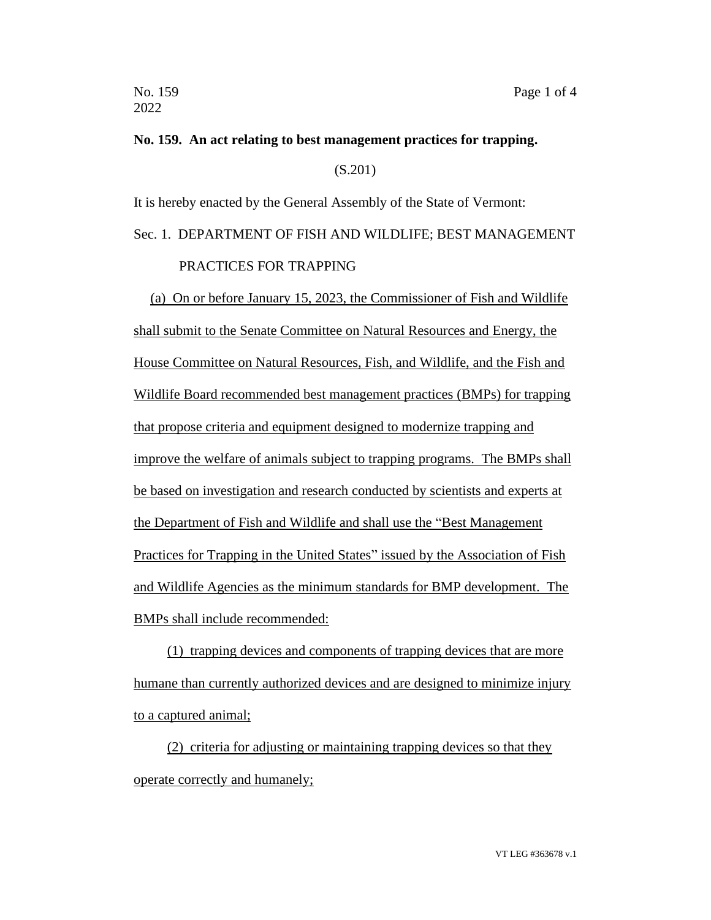## No. 159. An act relating to best management practices for trapping.

(S.201)

It is hereby enacted by the General Assembly of the State of Vermont:

Sec. 1. DEPARTMENT OF FISH AND WILDLIFE; BEST MANAGEMENT PRACTICES FOR TRAPPING

(a) On or before January 15, 2023, the Commissioner of Fish and Wildlife shall submit to the Senate Committee on Natural Resources and Energy, the House Committee on Natural Resources, Fish, and Wildlife, and the Fish and Wildlife Board recommended best management practices (BMPs) for trapping that propose criteria and equipment designed to modernize trapping and improve the welfare of animals subject to trapping programs. The BMPs shall be based on investigation and research conducted by scientists and experts at the Department of Fish and Wildlife and shall use the "Best Management Practices for Trapping in the United States" issued by the Association of Fish and Wildlife Agencies as the minimum standards for BMP development. The BMPs shall include recommended:

(1) trapping devices and components of trapping devices that are more humane than currently authorized devices and are designed to minimize injury to a captured animal;

(2) criteria for adjusting or maintaining trapping devices so that they operate correctly and humanely;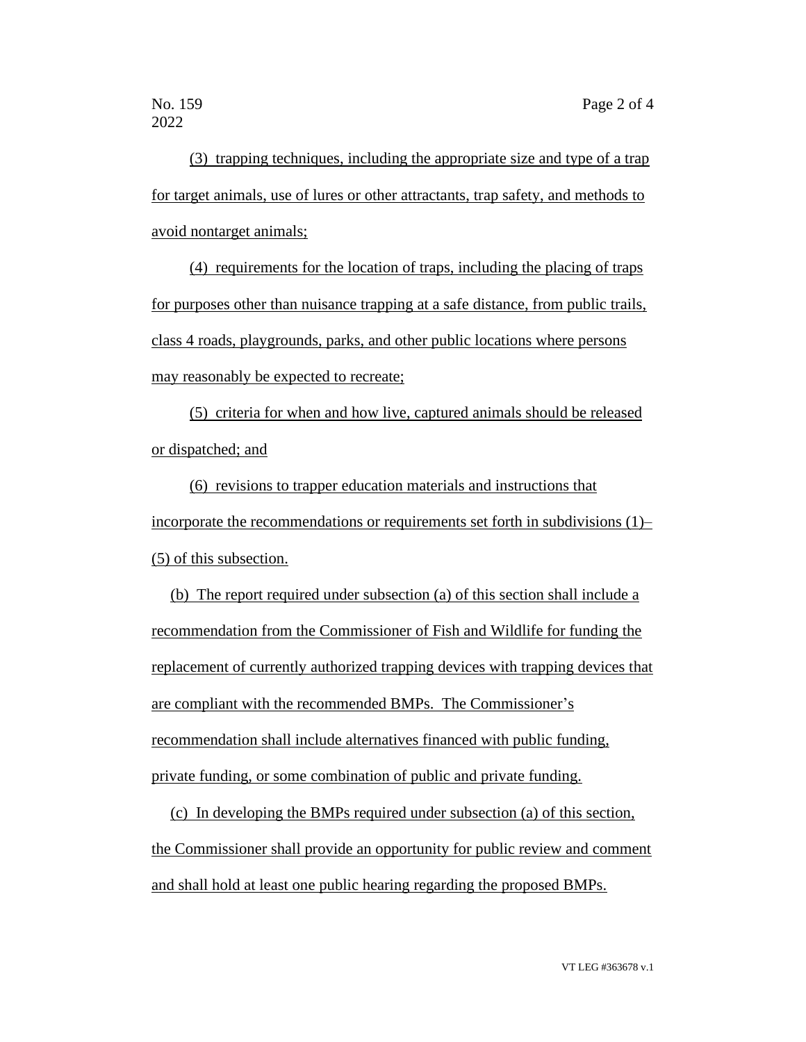(3) trapping techniques, including the appropriate size and type of a trap for target animals, use of lures or other attractants, trap safety, and methods to avoid nontarget animals;

(4) requirements for the location of traps, including the placing of traps for purposes other than nuisance trapping at a safe distance, from public trails, class 4 roads, playgrounds, parks, and other public locations where persons may reasonably be expected to recreate;

(5) criteria for when and how live, captured animals should be released or dispatched; and

(6) revisions to trapper education materials and instructions that incorporate the recommendations or requirements set forth in subdivisions (1)–(5) of this subsection.

(b) The report required under subsection (a) of this section shall include a recommendation from the Commissioner of Fish and Wildlife for funding the replacement of currently authorized trapping devices with trapping devices that are compliant with the recommended BMPs. The Commissioner's recommendation shall include alternatives financed with public funding, private funding, or some combination of public and private funding.

(c) In developing the BMPs required under subsection (a) of this section, the Commissioner shall provide an opportunity for public review and comment and shall hold at least one public hearing regarding the proposed BMPs.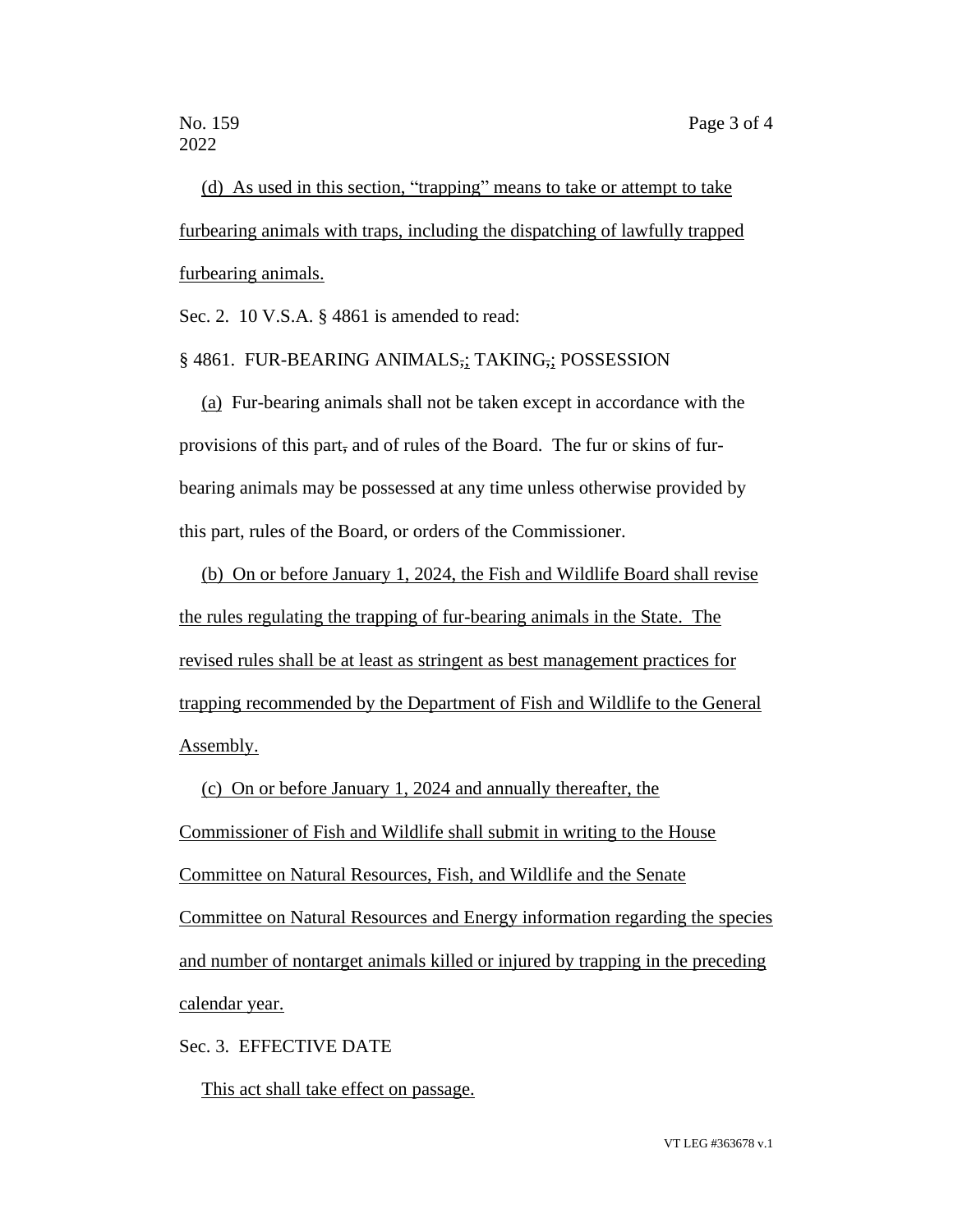(d) As used in this section, "trapping" means to take or attempt to take furbearing animals with traps, including the dispatching of lawfully trapped furbearing animals.

Sec. 2. 10 V.S.A. § 4861 is amended to read:

§ 4861. FUR-BEARING ANIMALS,; TAKING,; POSSESSION

(a) Fur-bearing animals shall not be taken except in accordance with the provisions of this part, and of rules of the Board. The fur or skins of fur-bearing animals may be possessed at any time unless otherwise provided by this part, rules of the Board, or orders of the Commissioner.

(b) On or before January 1, 2024, the Fish and Wildlife Board shall revise the rules regulating the trapping of fur-bearing animals in the State. The revised rules shall be at least as stringent as best management practices for trapping recommended by the Department of Fish and Wildlife to the General Assembly.

(c) On or before January 1, 2024 and annually thereafter, the Commissioner of Fish and Wildlife shall submit in writing to the House Committee on Natural Resources, Fish, and Wildlife and the Senate Committee on Natural Resources and Energy information regarding the species and number of nontarget animals killed or injured by trapping in the preceding calendar year.

Sec. 3. EFFECTIVE DATE

This act shall take effect on passage.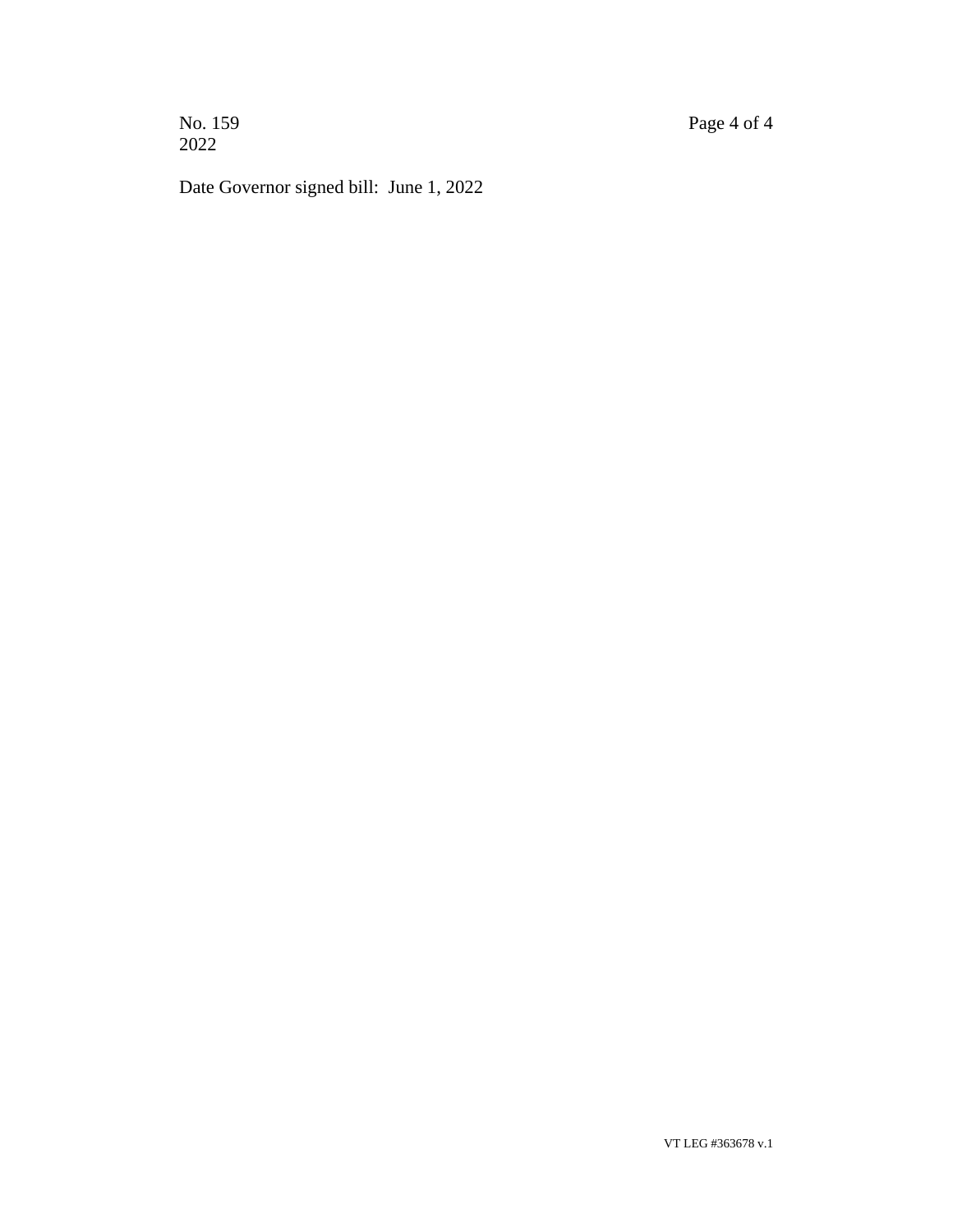Date Governor signed bill:  June 1, 2022